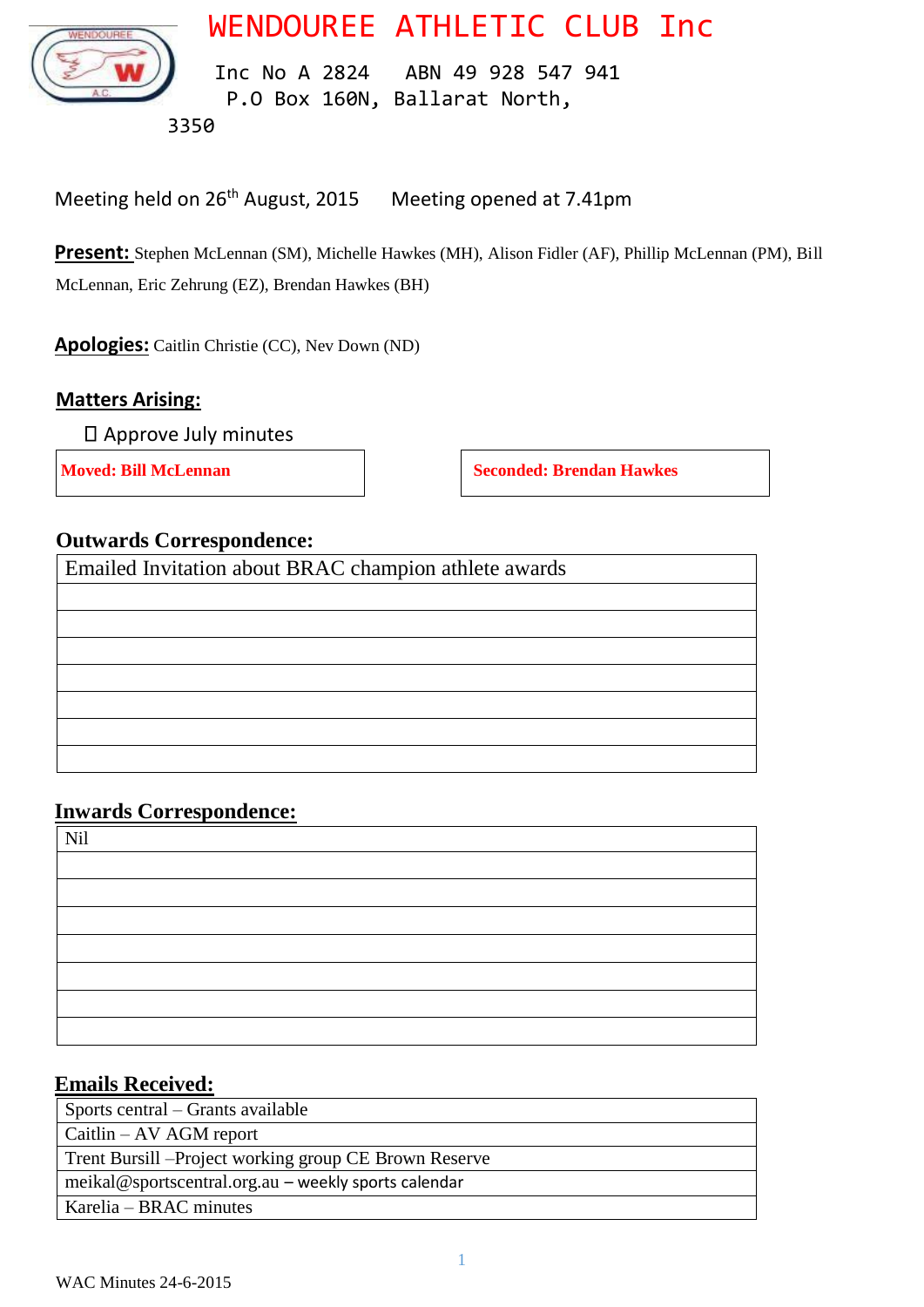# WENDOUREE ATHLETIC CLUB Inc

Inc No A 2824   ABN 49 928 547 941
P.O Box 160N, Ballarat North, 3350

Meeting held on 26th August, 2015    Meeting opened at 7.41pm

**Present:** Stephen McLennan (SM), Michelle Hawkes (MH), Alison Fidler (AF), Phillip McLennan (PM), Bill McLennan, Eric Zehrung (EZ), Brendan Hawkes (BH)

**Apologies:** Caitlin Christie (CC), Nev Down (ND)

## Matters Arising:

- Approve July minutes

**Moved: Bill McLennan**    **Seconded: Brendan Hawkes**

## Outwards Correspondence:

| Emailed Invitation about BRAC champion athlete awards |
|---|
| |
| |
| |
| |
| |
| |
| |

## Inwards Correspondence:

| Nil |
|---|
| |
| |
| |
| |
| |
| |
| |

## Emails Received:

| Sports central – Grants available |
|---|
| Caitlin – AV AGM report |
| Trent Bursill –Project working group CE Brown Reserve |
| meikal@sportscentral.org.au – weekly sports calendar |
| Karelia – BRAC minutes |

WAC Minutes 24-6-2015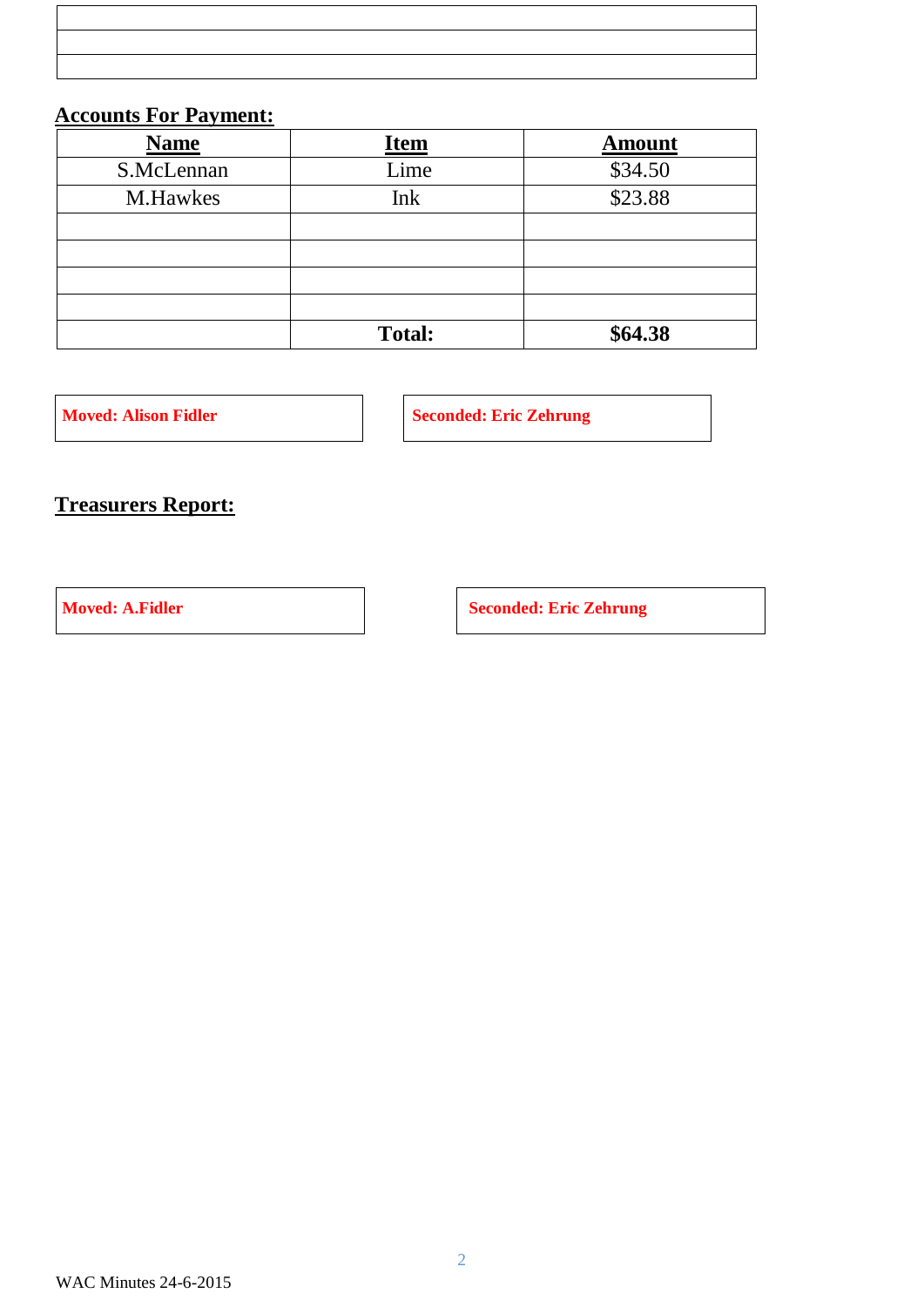| | 
|---|
| |
| |

## Accounts For Payment:

| Name | Item | Amount |
|---|---|---|
| S.McLennan | Lime | $34.50 |
| M.Hawkes | Ink | $23.88 |
| | | |
| | | |
| | | |
| | | |
| | **Total:** | **$64.38** |

**Moved: Alison Fidler**

**Seconded: Eric Zehrung**

## Treasurers Report:

**Moved: A.Fidler**

**Seconded: Eric Zehrung**

WAC Minutes 24-6-2015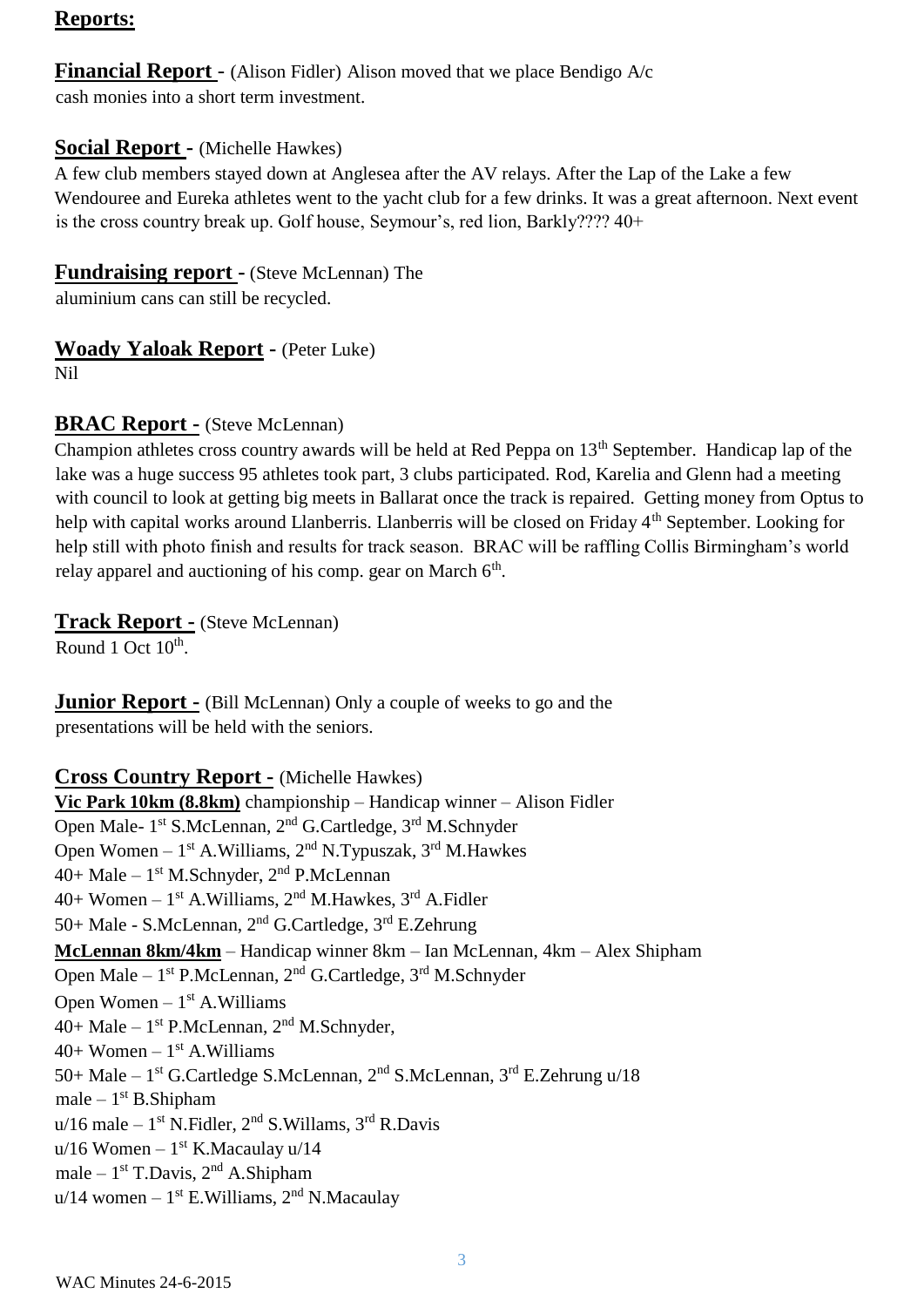## Reports:

**Financial Report** - (Alison Fidler) Alison moved that we place Bendigo A/c cash monies into a short term investment.

**Social Report** - (Michelle Hawkes)
A few club members stayed down at Anglesea after the AV relays. After the Lap of the Lake a few Wendouree and Eureka athletes went to the yacht club for a few drinks. It was a great afternoon. Next event is the cross country break up. Golf house, Seymour's, red lion, Barkly???? 40+

**Fundraising report** - (Steve McLennan) The aluminium cans can still be recycled.

**Woady Yaloak Report** - (Peter Luke)
Nil

**BRAC Report** - (Steve McLennan)
Champion athletes cross country awards will be held at Red Peppa on 13th September. Handicap lap of the lake was a huge success 95 athletes took part, 3 clubs participated. Rod, Karelia and Glenn had a meeting with council to look at getting big meets in Ballarat once the track is repaired. Getting money from Optus to help with capital works around Llanberris. Llanberris will be closed on Friday 4th September. Looking for help still with photo finish and results for track season. BRAC will be raffling Collis Birmingham's world relay apparel and auctioning of his comp. gear on March 6th.

**Track Report** - (Steve McLennan)
Round 1 Oct 10th.

**Junior Report** - (Bill McLennan) Only a couple of weeks to go and the presentations will be held with the seniors.

**Cross Country Report** - (Michelle Hawkes)

**Vic Park 10km (8.8km)** championship – Handicap winner – Alison Fidler
Open Male- 1st S.McLennan, 2nd G.Cartledge, 3rd M.Schnyder
Open Women – 1st A.Williams, 2nd N.Typuszak, 3rd M.Hawkes
40+ Male – 1st M.Schnyder, 2nd P.McLennan
40+ Women – 1st A.Williams, 2nd M.Hawkes, 3rd A.Fidler
50+ Male - S.McLennan, 2nd G.Cartledge, 3rd E.Zehrung

**McLennan 8km/4km** – Handicap winner 8km – Ian McLennan, 4km – Alex Shipham
Open Male – 1st P.McLennan, 2nd G.Cartledge, 3rd M.Schnyder
Open Women – 1st A.Williams
40+ Male – 1st P.McLennan, 2nd M.Schnyder,
40+ Women – 1st A.Williams
50+ Male – 1st G.Cartledge S.McLennan, 2nd S.McLennan, 3rd E.Zehrung u/18 male – 1st B.Shipham
u/16 male – 1st N.Fidler, 2nd S.Willams, 3rd R.Davis
u/16 Women – 1st K.Macaulay u/14 male – 1st T.Davis, 2nd A.Shipham
u/14 women – 1st E.Williams, 2nd N.Macaulay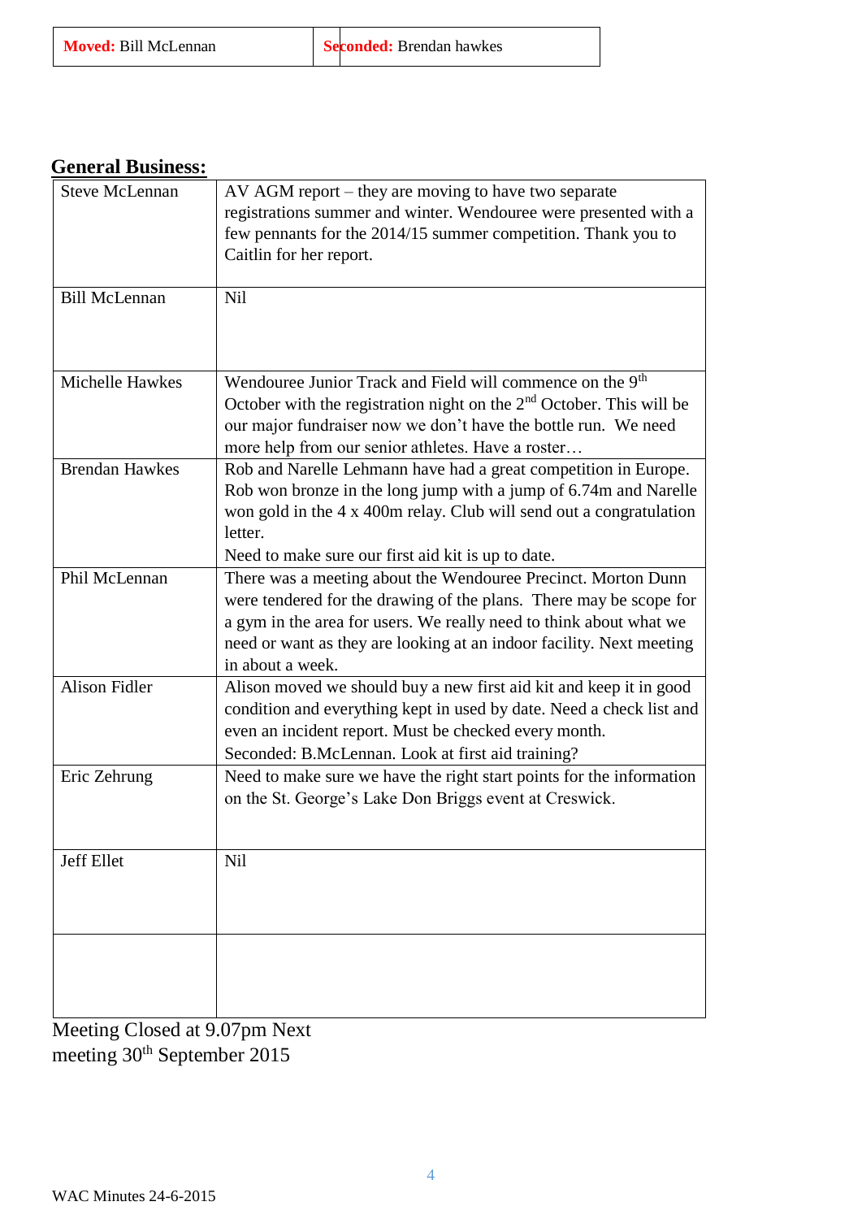| **Moved:** Bill McLennan | **Seconded:** Brendan hawkes |
|---|---|

## General Business:

| | |
|---|---|
| Steve McLennan | AV AGM report – they are moving to have two separate registrations summer and winter. Wendouree were presented with a few pennants for the 2014/15 summer competition. Thank you to Caitlin for her report. |
| Bill McLennan | Nil |
| Michelle Hawkes | Wendouree Junior Track and Field will commence on the 9th October with the registration night on the 2nd October. This will be our major fundraiser now we don't have the bottle run. We need more help from our senior athletes. Have a roster… |
| Brendan Hawkes | Rob and Narelle Lehmann have had a great competition in Europe. Rob won bronze in the long jump with a jump of 6.74m and Narelle won gold in the 4 x 400m relay. Club will send out a congratulation letter.<br>Need to make sure our first aid kit is up to date. |
| Phil McLennan | There was a meeting about the Wendouree Precinct. Morton Dunn were tendered for the drawing of the plans. There may be scope for a gym in the area for users. We really need to think about what we need or want as they are looking at an indoor facility. Next meeting in about a week. |
| Alison Fidler | Alison moved we should buy a new first aid kit and keep it in good condition and everything kept in used by date. Need a check list and even an incident report. Must be checked every month.<br>Seconded: B.McLennan. Look at first aid training? |
| Eric Zehrung | Need to make sure we have the right start points for the information on the St. George's Lake Don Briggs event at Creswick. |
| Jeff Ellet | Nil |
| | |

Meeting Closed at 9.07pm Next meeting 30th September 2015

WAC Minutes 24-6-2015